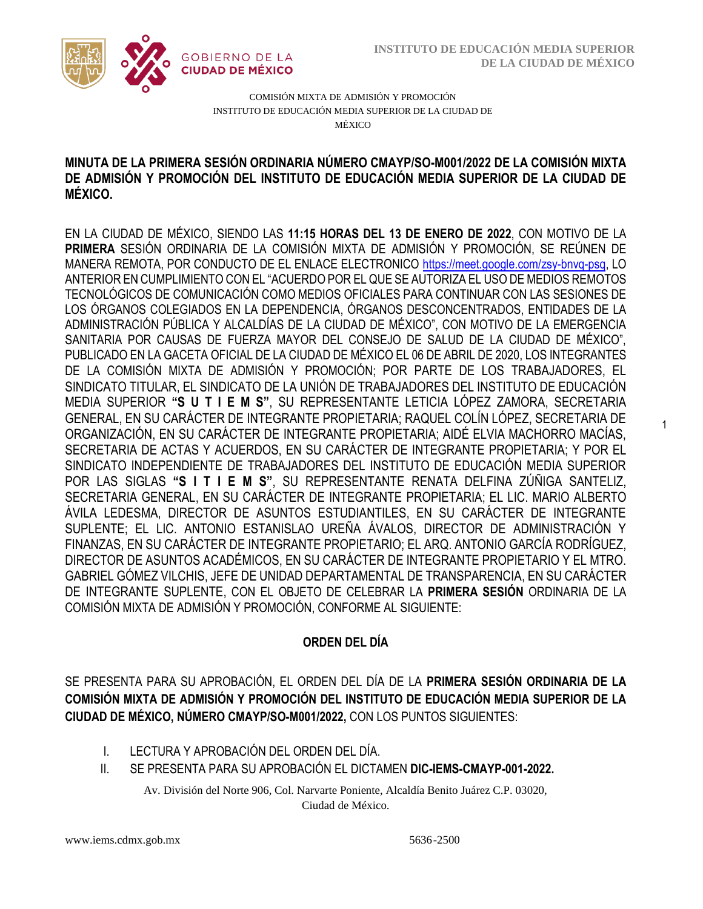COMISIÓN MIXTA DE ADMISIÓN Y PROMOCIÓN
INSTITUTO DE EDUCACIÓN MEDIA SUPERIOR DE LA CIUDAD DE MÉXICO

# MINUTA DE LA PRIMERA SESIÓN ORDINARIA NÚMERO CMAYP/SO-M001/2022 DE LA COMISIÓN MIXTA DE ADMISIÓN Y PROMOCIÓN DEL INSTITUTO DE EDUCACIÓN MEDIA SUPERIOR DE LA CIUDAD DE MÉXICO.

EN LA CIUDAD DE MÉXICO, SIENDO LAS **11:15 HORAS DEL 13 DE ENERO DE 2022**, CON MOTIVO DE LA **PRIMERA** SESIÓN ORDINARIA DE LA COMISIÓN MIXTA DE ADMISIÓN Y PROMOCIÓN, SE REÚNEN DE MANERA REMOTA, POR CONDUCTO DE EL ENLACE ELECTRONICO https://meet.google.com/zsy-bnvq-psq, LO ANTERIOR EN CUMPLIMIENTO CON EL "ACUERDO POR EL QUE SE AUTORIZA EL USO DE MEDIOS REMOTOS TECNOLÓGICOS DE COMUNICACIÓN COMO MEDIOS OFICIALES PARA CONTINUAR CON LAS SESIONES DE LOS ÓRGANOS COLEGIADOS EN LA DEPENDENCIA, ÓRGANOS DESCONCENTRADOS, ENTIDADES DE LA ADMINISTRACIÓN PÚBLICA Y ALCALDÍAS DE LA CIUDAD DE MÉXICO", CON MOTIVO DE LA EMERGENCIA SANITARIA POR CAUSAS DE FUERZA MAYOR DEL CONSEJO DE SALUD DE LA CIUDAD DE MÉXICO", PUBLICADO EN LA GACETA OFICIAL DE LA CIUDAD DE MÉXICO EL 06 DE ABRIL DE 2020, LOS INTEGRANTES DE LA COMISIÓN MIXTA DE ADMISIÓN Y PROMOCIÓN; POR PARTE DE LOS TRABAJADORES, EL SINDICATO TITULAR, EL SINDICATO DE LA UNIÓN DE TRABAJADORES DEL INSTITUTO DE EDUCACIÓN MEDIA SUPERIOR **"S U T I E M S"**, SU REPRESENTANTE LETICIA LÓPEZ ZAMORA, SECRETARIA GENERAL, EN SU CARÁCTER DE INTEGRANTE PROPIETARIA; RAQUEL COLÍN LÓPEZ, SECRETARIA DE ORGANIZACIÓN, EN SU CARÁCTER DE INTEGRANTE PROPIETARIA; AIDÉ ELVIA MACHORRO MACÍAS, SECRETARIA DE ACTAS Y ACUERDOS, EN SU CARÁCTER DE INTEGRANTE PROPIETARIA; Y POR EL SINDICATO INDEPENDIENTE DE TRABAJADORES DEL INSTITUTO DE EDUCACIÓN MEDIA SUPERIOR POR LAS SIGLAS **"S I T I E M S"**, SU REPRESENTANTE RENATA DELFINA ZÚÑIGA SANTELIZ, SECRETARIA GENERAL, EN SU CARÁCTER DE INTEGRANTE PROPIETARIA; EL LIC. MARIO ALBERTO ÁVILA LEDESMA, DIRECTOR DE ASUNTOS ESTUDIANTILES, EN SU CARÁCTER DE INTEGRANTE SUPLENTE; EL LIC. ANTONIO ESTANISLAO UREÑA ÁVALOS, DIRECTOR DE ADMINISTRACIÓN Y FINANZAS, EN SU CARÁCTER DE INTEGRANTE PROPIETARIO; EL ARQ. ANTONIO GARCÍA RODRÍGUEZ, DIRECTOR DE ASUNTOS ACADÉMICOS, EN SU CARÁCTER DE INTEGRANTE PROPIETARIO Y EL MTRO. GABRIEL GÓMEZ VILCHIS, JEFE DE UNIDAD DEPARTAMENTAL DE TRANSPARENCIA, EN SU CARÁCTER DE INTEGRANTE SUPLENTE, CON EL OBJETO DE CELEBRAR LA **PRIMERA SESIÓN** ORDINARIA DE LA COMISIÓN MIXTA DE ADMISIÓN Y PROMOCIÓN, CONFORME AL SIGUIENTE:

## ORDEN DEL DÍA

SE PRESENTA PARA SU APROBACIÓN, EL ORDEN DEL DÍA DE LA **PRIMERA SESIÓN ORDINARIA DE LA COMISIÓN MIXTA DE ADMISIÓN Y PROMOCIÓN DEL INSTITUTO DE EDUCACIÓN MEDIA SUPERIOR DE LA CIUDAD DE MÉXICO, NÚMERO CMAYP/SO-M001/2022,** CON LOS PUNTOS SIGUIENTES:

I. LECTURA Y APROBACIÓN DEL ORDEN DEL DÍA.
II. SE PRESENTA PARA SU APROBACIÓN EL DICTAMEN **DIC-IEMS-CMAYP-001-2022.**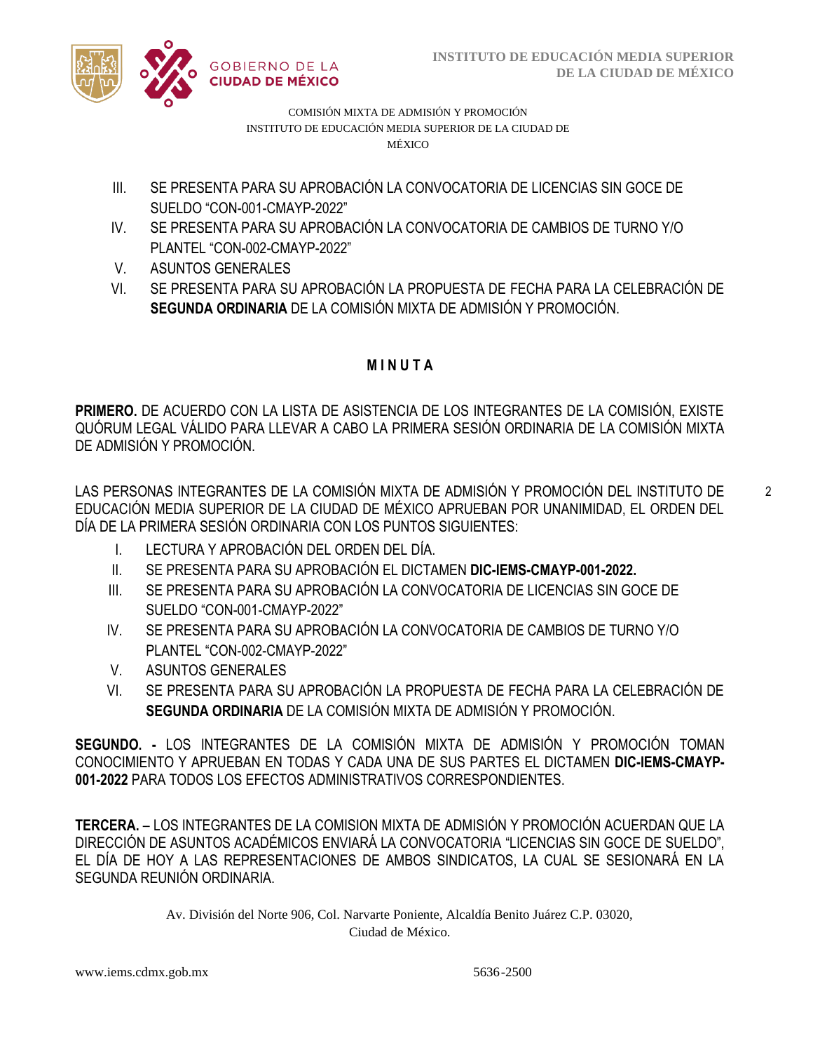III. SE PRESENTA PARA SU APROBACIÓN LA CONVOCATORIA DE LICENCIAS SIN GOCE DE SUELDO "CON-001-CMAYP-2022"
IV. SE PRESENTA PARA SU APROBACIÓN LA CONVOCATORIA DE CAMBIOS DE TURNO Y/O PLANTEL "CON-002-CMAYP-2022"
V. ASUNTOS GENERALES
VI. SE PRESENTA PARA SU APROBACIÓN LA PROPUESTA DE FECHA PARA LA CELEBRACIÓN DE **SEGUNDA ORDINARIA** DE LA COMISIÓN MIXTA DE ADMISIÓN Y PROMOCIÓN.

## M I N U T A

**PRIMERO.** DE ACUERDO CON LA LISTA DE ASISTENCIA DE LOS INTEGRANTES DE LA COMISIÓN, EXISTE QUÓRUM LEGAL VÁLIDO PARA LLEVAR A CABO LA PRIMERA SESIÓN ORDINARIA DE LA COMISIÓN MIXTA DE ADMISIÓN Y PROMOCIÓN.

LAS PERSONAS INTEGRANTES DE LA COMISIÓN MIXTA DE ADMISIÓN Y PROMOCIÓN DEL INSTITUTO DE EDUCACIÓN MEDIA SUPERIOR DE LA CIUDAD DE MÉXICO APRUEBAN POR UNANIMIDAD, EL ORDEN DEL DÍA DE LA PRIMERA SESIÓN ORDINARIA CON LOS PUNTOS SIGUIENTES:

I. LECTURA Y APROBACIÓN DEL ORDEN DEL DÍA.
II. SE PRESENTA PARA SU APROBACIÓN EL DICTAMEN **DIC-IEMS-CMAYP-001-2022.**
III. SE PRESENTA PARA SU APROBACIÓN LA CONVOCATORIA DE LICENCIAS SIN GOCE DE SUELDO "CON-001-CMAYP-2022"
IV. SE PRESENTA PARA SU APROBACIÓN LA CONVOCATORIA DE CAMBIOS DE TURNO Y/O PLANTEL "CON-002-CMAYP-2022"
V. ASUNTOS GENERALES
VI. SE PRESENTA PARA SU APROBACIÓN LA PROPUESTA DE FECHA PARA LA CELEBRACIÓN DE **SEGUNDA ORDINARIA** DE LA COMISIÓN MIXTA DE ADMISIÓN Y PROMOCIÓN.

**SEGUNDO. -** LOS INTEGRANTES DE LA COMISIÓN MIXTA DE ADMISIÓN Y PROMOCIÓN TOMAN CONOCIMIENTO Y APRUEBAN EN TODAS Y CADA UNA DE SUS PARTES EL DICTAMEN **DIC-IEMS-CMAYP-001-2022** PARA TODOS LOS EFECTOS ADMINISTRATIVOS CORRESPONDIENTES.

**TERCERA.** – LOS INTEGRANTES DE LA COMISION MIXTA DE ADMISIÓN Y PROMOCIÓN ACUERDAN QUE LA DIRECCIÓN DE ASUNTOS ACADÉMICOS ENVIARÁ LA CONVOCATORIA "LICENCIAS SIN GOCE DE SUELDO", EL DÍA DE HOY A LAS REPRESENTACIONES DE AMBOS SINDICATOS, LA CUAL SE SESIONARÁ EN LA SEGUNDA REUNIÓN ORDINARIA.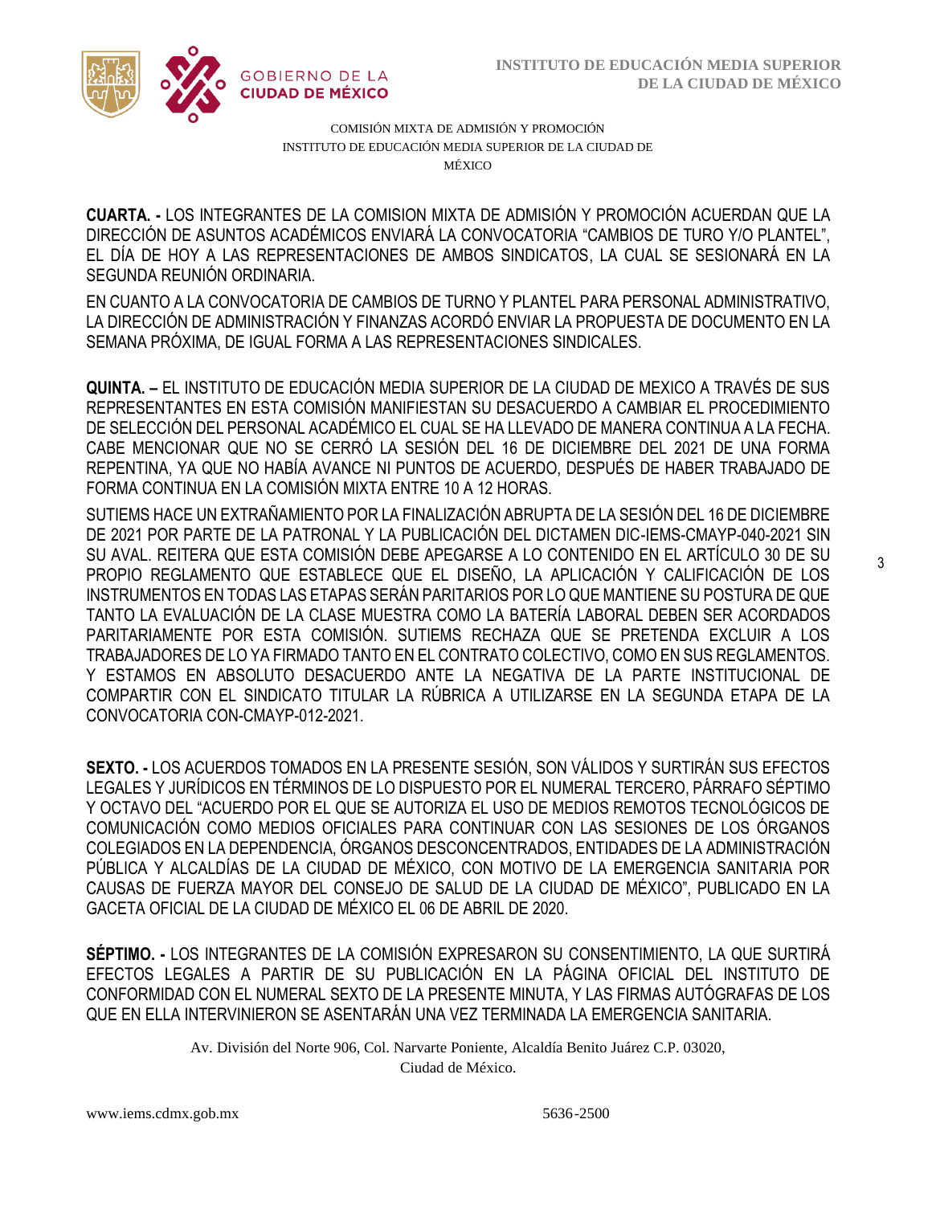COMISIÓN MIXTA DE ADMISIÓN Y PROMOCIÓN
INSTITUTO DE EDUCACIÓN MEDIA SUPERIOR DE LA CIUDAD DE MÉXICO

**CUARTA. -** LOS INTEGRANTES DE LA COMISION MIXTA DE ADMISIÓN Y PROMOCIÓN ACUERDAN QUE LA DIRECCIÓN DE ASUNTOS ACADÉMICOS ENVIARÁ LA CONVOCATORIA "CAMBIOS DE TURO Y/O PLANTEL", EL DÍA DE HOY A LAS REPRESENTACIONES DE AMBOS SINDICATOS, LA CUAL SE SESIONARÁ EN LA SEGUNDA REUNIÓN ORDINARIA.

EN CUANTO A LA CONVOCATORIA DE CAMBIOS DE TURNO Y PLANTEL PARA PERSONAL ADMINISTRATIVO, LA DIRECCIÓN DE ADMINISTRACIÓN Y FINANZAS ACORDÓ ENVIAR LA PROPUESTA DE DOCUMENTO EN LA SEMANA PRÓXIMA, DE IGUAL FORMA A LAS REPRESENTACIONES SINDICALES.

**QUINTA. –** EL INSTITUTO DE EDUCACIÓN MEDIA SUPERIOR DE LA CIUDAD DE MEXICO A TRAVÉS DE SUS REPRESENTANTES EN ESTA COMISIÓN MANIFIESTAN SU DESACUERDO A CAMBIAR EL PROCEDIMIENTO DE SELECCIÓN DEL PERSONAL ACADÉMICO EL CUAL SE HA LLEVADO DE MANERA CONTINUA A LA FECHA. CABE MENCIONAR QUE NO SE CERRÓ LA SESIÓN DEL 16 DE DICIEMBRE DEL 2021 DE UNA FORMA REPENTINA, YA QUE NO HABÍA AVANCE NI PUNTOS DE ACUERDO, DESPUÉS DE HABER TRABAJADO DE FORMA CONTINUA EN LA COMISIÓN MIXTA ENTRE 10 A 12 HORAS.

SUTIEMS HACE UN EXTRAÑAMIENTO POR LA FINALIZACIÓN ABRUPTA DE LA SESIÓN DEL 16 DE DICIEMBRE DE 2021 POR PARTE DE LA PATRONAL Y LA PUBLICACIÓN DEL DICTAMEN DIC-IEMS-CMAYP-040-2021 SIN SU AVAL. REITERA QUE ESTA COMISIÓN DEBE APEGARSE A LO CONTENIDO EN EL ARTÍCULO 30 DE SU PROPIO REGLAMENTO QUE ESTABLECE QUE EL DISEÑO, LA APLICACIÓN Y CALIFICACIÓN DE LOS INSTRUMENTOS EN TODAS LAS ETAPAS SERÁN PARITARIOS POR LO QUE MANTIENE SU POSTURA DE QUE TANTO LA EVALUACIÓN DE LA CLASE MUESTRA COMO LA BATERÍA LABORAL DEBEN SER ACORDADOS PARITARIAMENTE POR ESTA COMISIÓN. SUTIEMS RECHAZA QUE SE PRETENDA EXCLUIR A LOS TRABAJADORES DE LO YA FIRMADO TANTO EN EL CONTRATO COLECTIVO, COMO EN SUS REGLAMENTOS. Y ESTAMOS EN ABSOLUTO DESACUERDO ANTE LA NEGATIVA DE LA PARTE INSTITUCIONAL DE COMPARTIR CON EL SINDICATO TITULAR LA RÚBRICA A UTILIZARSE EN LA SEGUNDA ETAPA DE LA CONVOCATORIA CON-CMAYP-012-2021.

**SEXTO. -** LOS ACUERDOS TOMADOS EN LA PRESENTE SESIÓN, SON VÁLIDOS Y SURTIRÁN SUS EFECTOS LEGALES Y JURÍDICOS EN TÉRMINOS DE LO DISPUESTO POR EL NUMERAL TERCERO, PÁRRAFO SÉPTIMO Y OCTAVO DEL "ACUERDO POR EL QUE SE AUTORIZA EL USO DE MEDIOS REMOTOS TECNOLÓGICOS DE COMUNICACIÓN COMO MEDIOS OFICIALES PARA CONTINUAR CON LAS SESIONES DE LOS ÓRGANOS COLEGIADOS EN LA DEPENDENCIA, ÓRGANOS DESCONCENTRADOS, ENTIDADES DE LA ADMINISTRACIÓN PÚBLICA Y ALCALDÍAS DE LA CIUDAD DE MÉXICO, CON MOTIVO DE LA EMERGENCIA SANITARIA POR CAUSAS DE FUERZA MAYOR DEL CONSEJO DE SALUD DE LA CIUDAD DE MÉXICO", PUBLICADO EN LA GACETA OFICIAL DE LA CIUDAD DE MÉXICO EL 06 DE ABRIL DE 2020.

**SÉPTIMO. -** LOS INTEGRANTES DE LA COMISIÓN EXPRESARON SU CONSENTIMIENTO, LA QUE SURTIRÁ EFECTOS LEGALES A PARTIR DE SU PUBLICACIÓN EN LA PÁGINA OFICIAL DEL INSTITUTO DE CONFORMIDAD CON EL NUMERAL SEXTO DE LA PRESENTE MINUTA, Y LAS FIRMAS AUTÓGRAFAS DE LOS QUE EN ELLA INTERVINIERON SE ASENTARÁN UNA VEZ TERMINADA LA EMERGENCIA SANITARIA.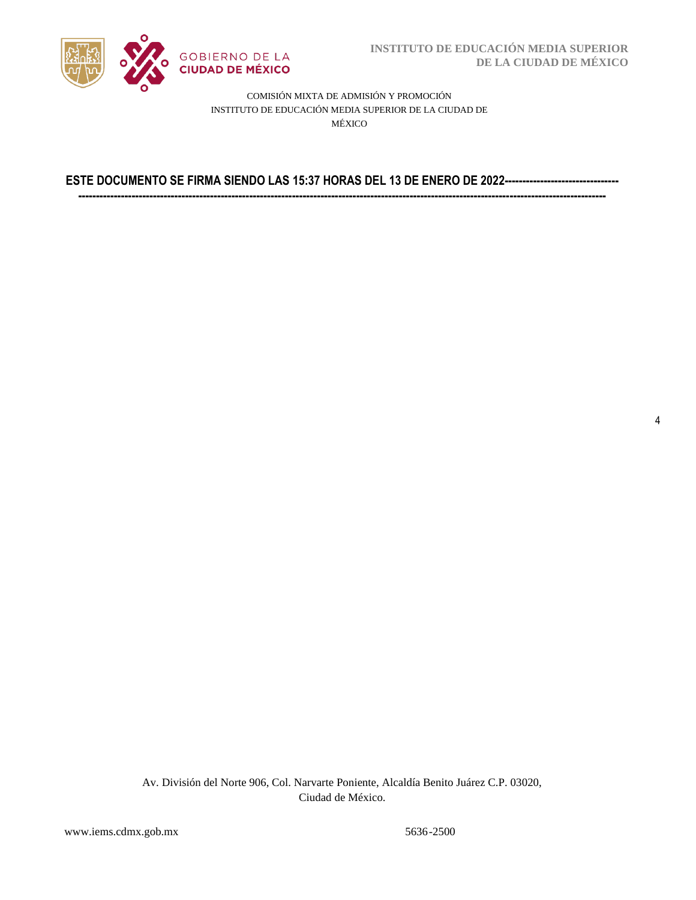COMISIÓN MIXTA DE ADMISIÓN Y PROMOCIÓN
INSTITUTO DE EDUCACIÓN MEDIA SUPERIOR DE LA CIUDAD DE MÉXICO

**ESTE DOCUMENTO SE FIRMA SIENDO LAS 15:37 HORAS DEL 13 DE ENERO DE 2022--------------------------------------------------------------------------------------------------------------------------------------------------------------------------------------**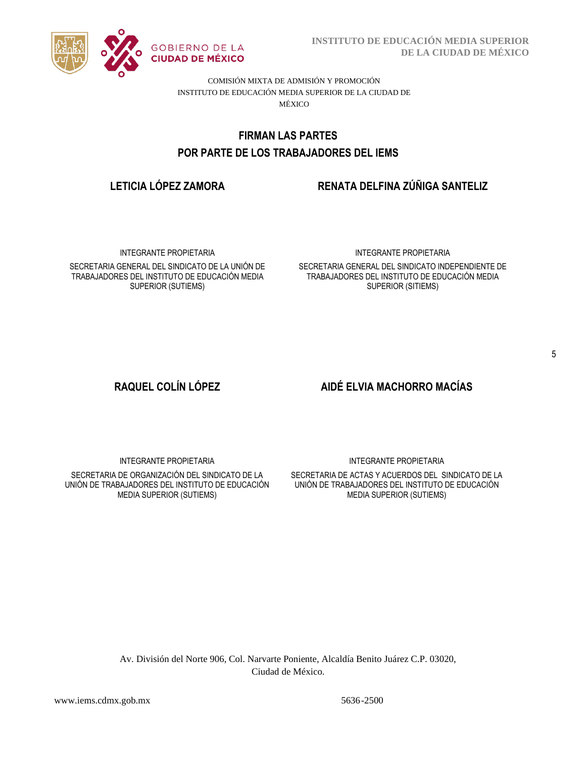COMISIÓN MIXTA DE ADMISIÓN Y PROMOCIÓN
INSTITUTO DE EDUCACIÓN MEDIA SUPERIOR DE LA CIUDAD DE MÉXICO

## FIRMAN LAS PARTES
## POR PARTE DE LOS TRABAJADORES DEL IEMS

**LETICIA LÓPEZ ZAMORA**

INTEGRANTE PROPIETARIA

SECRETARIA GENERAL DEL SINDICATO DE LA UNIÓN DE TRABAJADORES DEL INSTITUTO DE EDUCACIÓN MEDIA SUPERIOR (SUTIEMS)

**RENATA DELFINA ZÚÑIGA SANTELIZ**

INTEGRANTE PROPIETARIA

SECRETARIA GENERAL DEL SINDICATO INDEPENDIENTE DE TRABAJADORES DEL INSTITUTO DE EDUCACIÓN MEDIA SUPERIOR (SITIEMS)

**RAQUEL COLÍN LÓPEZ**

INTEGRANTE PROPIETARIA

SECRETARIA DE ORGANIZACIÓN DEL SINDICATO DE LA UNIÓN DE TRABAJADORES DEL INSTITUTO DE EDUCACIÓN MEDIA SUPERIOR (SUTIEMS)

**AIDÉ ELVIA MACHORRO MACÍAS**

INTEGRANTE PROPIETARIA

SECRETARIA DE ACTAS Y ACUERDOS DEL SINDICATO DE LA UNIÓN DE TRABAJADORES DEL INSTITUTO DE EDUCACIÓN MEDIA SUPERIOR (SUTIEMS)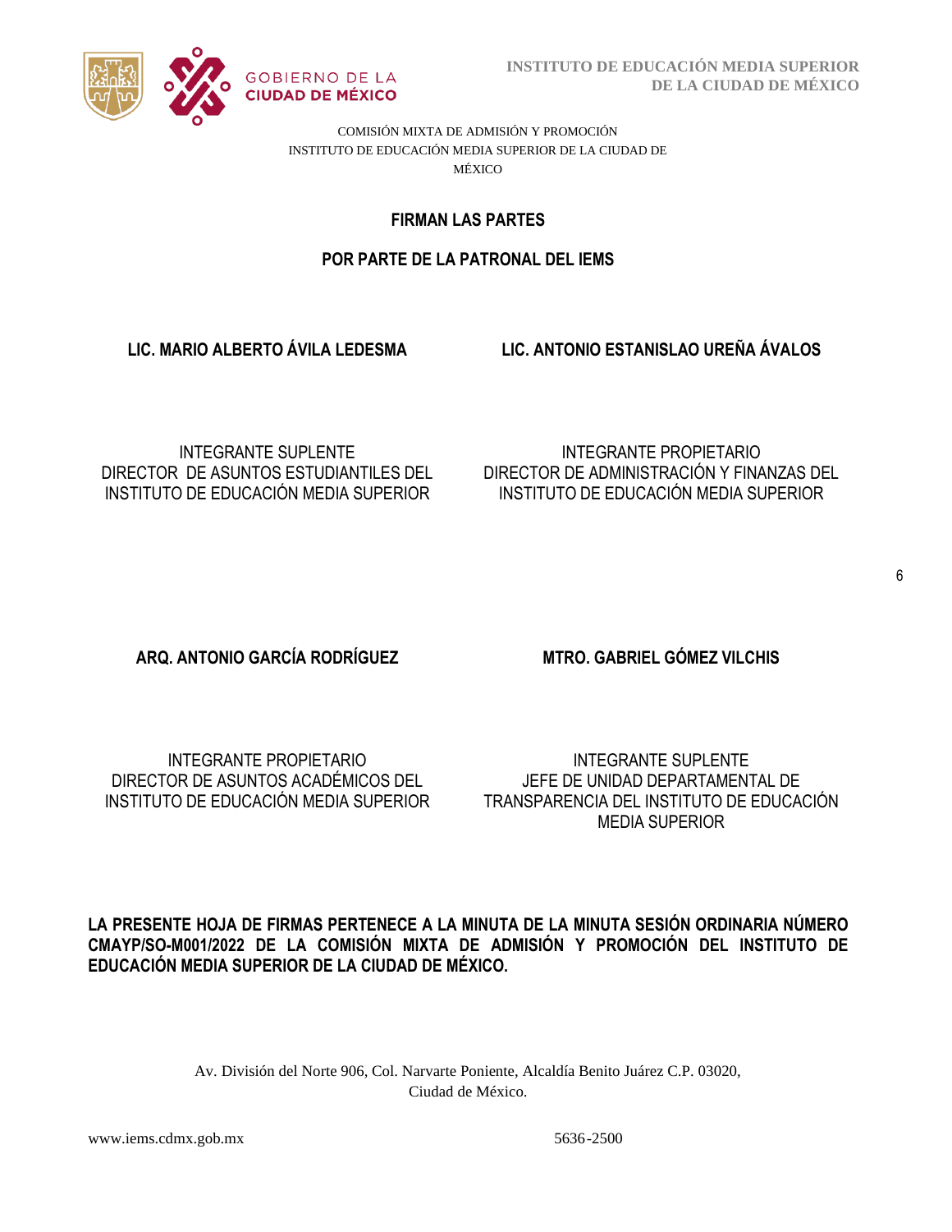COMISIÓN MIXTA DE ADMISIÓN Y PROMOCIÓN
INSTITUTO DE EDUCACIÓN MEDIA SUPERIOR DE LA CIUDAD DE MÉXICO

**FIRMAN LAS PARTES**

**POR PARTE DE LA PATRONAL DEL IEMS**

**LIC. MARIO ALBERTO ÁVILA LEDESMA**

INTEGRANTE SUPLENTE
DIRECTOR DE ASUNTOS ESTUDIANTILES DEL INSTITUTO DE EDUCACIÓN MEDIA SUPERIOR

**LIC. ANTONIO ESTANISLAO UREÑA ÁVALOS**

INTEGRANTE PROPIETARIO
DIRECTOR DE ADMINISTRACIÓN Y FINANZAS DEL INSTITUTO DE EDUCACIÓN MEDIA SUPERIOR

**ARQ. ANTONIO GARCÍA RODRÍGUEZ**

INTEGRANTE PROPIETARIO
DIRECTOR DE ASUNTOS ACADÉMICOS DEL INSTITUTO DE EDUCACIÓN MEDIA SUPERIOR

**MTRO. GABRIEL GÓMEZ VILCHIS**

INTEGRANTE SUPLENTE
JEFE DE UNIDAD DEPARTAMENTAL DE TRANSPARENCIA DEL INSTITUTO DE EDUCACIÓN MEDIA SUPERIOR

**LA PRESENTE HOJA DE FIRMAS PERTENECE A LA MINUTA DE LA MINUTA SESIÓN ORDINARIA NÚMERO CMAYP/SO-M001/2022 DE LA COMISIÓN MIXTA DE ADMISIÓN Y PROMOCIÓN DEL INSTITUTO DE EDUCACIÓN MEDIA SUPERIOR DE LA CIUDAD DE MÉXICO.**